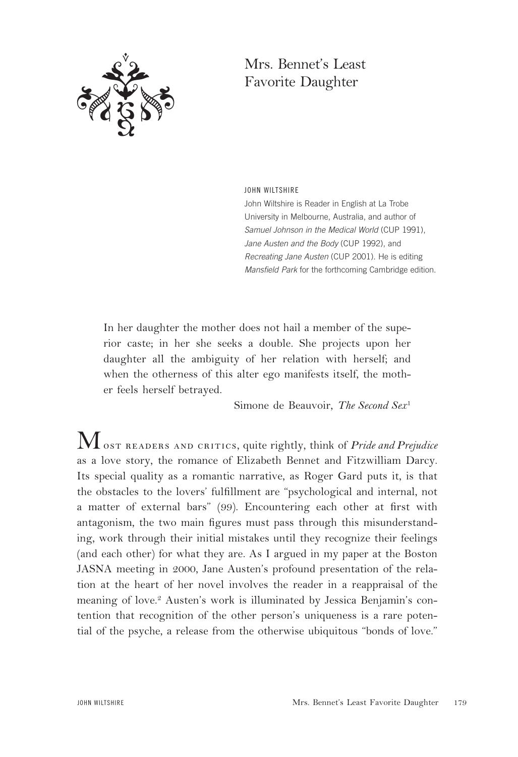# Mrs. Bennet's Least Favorite Daughter

JOHN WILTSHIRE

John Wiltshire is Reader in English at La Trobe University in Melbourne, Australia, and author of *Samuel Johnson in the Medical World* (CUP 1991), *Jane Austen and the Body* (CUP 1992), and *Recreating Jane Austen* (CUP 2001). He is editing *Mansfield Park* for the forthcoming Cambridge edition.

> In her daughter the mother does not hail a member of the superior caste; in her she seeks a double. She projects upon her daughter all the ambiguity of her relation with herself; and when the otherness of this alter ego manifests itself, the mother feels herself betrayed.
>
> Simone de Beauvoir, *The Second Sex*[1]

Most readers and critics, quite rightly, think of *Pride and Prejudice* as a love story, the romance of Elizabeth Bennet and Fitzwilliam Darcy. Its special quality as a romantic narrative, as Roger Gard puts it, is that the obstacles to the lovers' fulfillment are "psychological and internal, not a matter of external bars" (99). Encountering each other at first with antagonism, the two main figures must pass through this misunderstanding, work through their initial mistakes until they recognize their feelings (and each other) for what they are. As I argued in my paper at the Boston JASNA meeting in 2000, Jane Austen's profound presentation of the relation at the heart of her novel involves the reader in a reappraisal of the meaning of love.[2] Austen's work is illuminated by Jessica Benjamin's contention that recognition of the other person's uniqueness is a rare potential of the psyche, a release from the otherwise ubiquitous "bonds of love."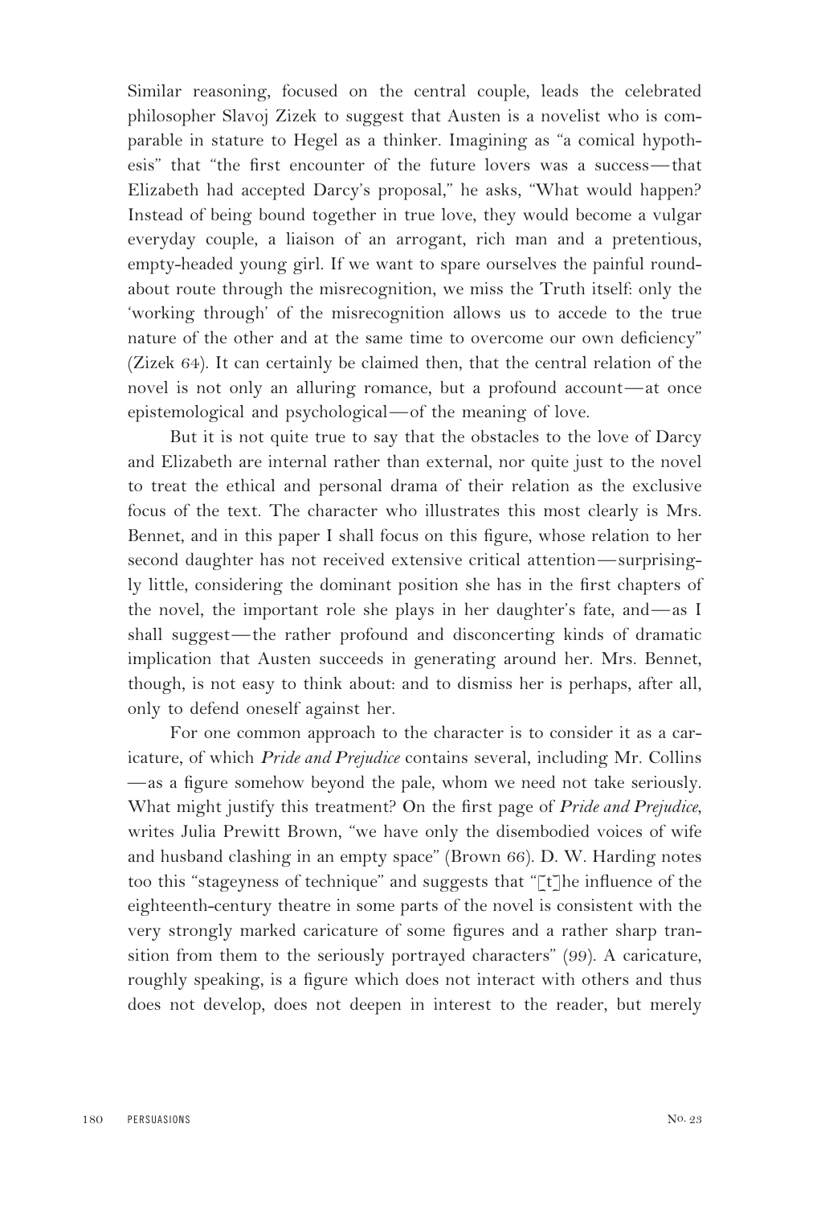Similar reasoning, focused on the central couple, leads the celebrated philosopher Slavoj Zizek to suggest that Austen is a novelist who is comparable in stature to Hegel as a thinker. Imagining as "a comical hypothesis" that "the first encounter of the future lovers was a success—that Elizabeth had accepted Darcy's proposal," he asks, "What would happen? Instead of being bound together in true love, they would become a vulgar everyday couple, a liaison of an arrogant, rich man and a pretentious, empty-headed young girl. If we want to spare ourselves the painful roundabout route through the misrecognition, we miss the Truth itself: only the 'working through' of the misrecognition allows us to accede to the true nature of the other and at the same time to overcome our own deficiency" (Zizek 64). It can certainly be claimed then, that the central relation of the novel is not only an alluring romance, but a profound account—at once epistemological and psychological—of the meaning of love.

But it is not quite true to say that the obstacles to the love of Darcy and Elizabeth are internal rather than external, nor quite just to the novel to treat the ethical and personal drama of their relation as the exclusive focus of the text. The character who illustrates this most clearly is Mrs. Bennet, and in this paper I shall focus on this figure, whose relation to her second daughter has not received extensive critical attention—surprisingly little, considering the dominant position she has in the first chapters of the novel, the important role she plays in her daughter's fate, and—as I shall suggest—the rather profound and disconcerting kinds of dramatic implication that Austen succeeds in generating around her. Mrs. Bennet, though, is not easy to think about: and to dismiss her is perhaps, after all, only to defend oneself against her.

For one common approach to the character is to consider it as a caricature, of which *Pride and Prejudice* contains several, including Mr. Collins—as a figure somehow beyond the pale, whom we need not take seriously. What might justify this treatment? On the first page of *Pride and Prejudice*, writes Julia Prewitt Brown, "we have only the disembodied voices of wife and husband clashing in an empty space" (Brown 66). D. W. Harding notes too this "stageyness of technique" and suggests that "[t]he influence of the eighteenth-century theatre in some parts of the novel is consistent with the very strongly marked caricature of some figures and a rather sharp transition from them to the seriously portrayed characters" (99). A caricature, roughly speaking, is a figure which does not interact with others and thus does not develop, does not deepen in interest to the reader, but merely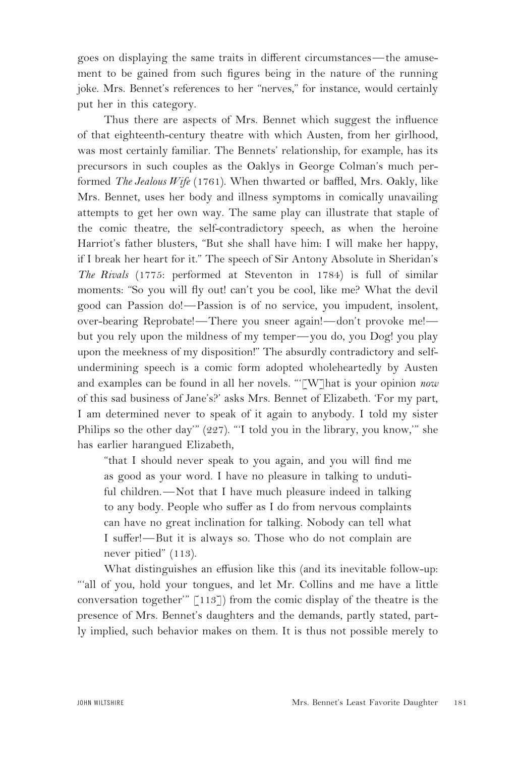goes on displaying the same traits in different circumstances—the amusement to be gained from such figures being in the nature of the running joke. Mrs. Bennet's references to her "nerves," for instance, would certainly put her in this category.

Thus there are aspects of Mrs. Bennet which suggest the influence of that eighteenth-century theatre with which Austen, from her girlhood, was most certainly familiar. The Bennets' relationship, for example, has its precursors in such couples as the Oaklys in George Colman's much performed *The Jealous Wife* (1761). When thwarted or baffled, Mrs. Oakly, like Mrs. Bennet, uses her body and illness symptoms in comically unavailing attempts to get her own way. The same play can illustrate that staple of the comic theatre, the self-contradictory speech, as when the heroine Harriot's father blusters, "But she shall have him: I will make her happy, if I break her heart for it." The speech of Sir Antony Absolute in Sheridan's *The Rivals* (1775: performed at Steventon in 1784) is full of similar moments: "So you will fly out! can't you be cool, like me? What the devil good can Passion do!—Passion is of no service, you impudent, insolent, over-bearing Reprobate!—There you sneer again!—don't provoke me!—but you rely upon the mildness of my temper—you do, you Dog! you play upon the meekness of my disposition!" The absurdly contradictory and self-undermining speech is a comic form adopted wholeheartedly by Austen and examples can be found in all her novels. "'[W]hat is your opinion *now* of this sad business of Jane's?' asks Mrs. Bennet of Elizabeth. 'For my part, I am determined never to speak of it again to anybody. I told my sister Philips so the other day'" (227). "'I told you in the library, you know,'" she has earlier harangued Elizabeth,

> "that I should never speak to you again, and you will find me as good as your word. I have no pleasure in talking to undutiful children.—Not that I have much pleasure indeed in talking to any body. People who suffer as I do from nervous complaints can have no great inclination for talking. Nobody can tell what I suffer!—But it is always so. Those who do not complain are never pitied" (113).

What distinguishes an effusion like this (and its inevitable follow-up: "'all of you, hold your tongues, and let Mr. Collins and me have a little conversation together'" [113]) from the comic display of the theatre is the presence of Mrs. Bennet's daughters and the demands, partly stated, partly implied, such behavior makes on them. It is thus not possible merely to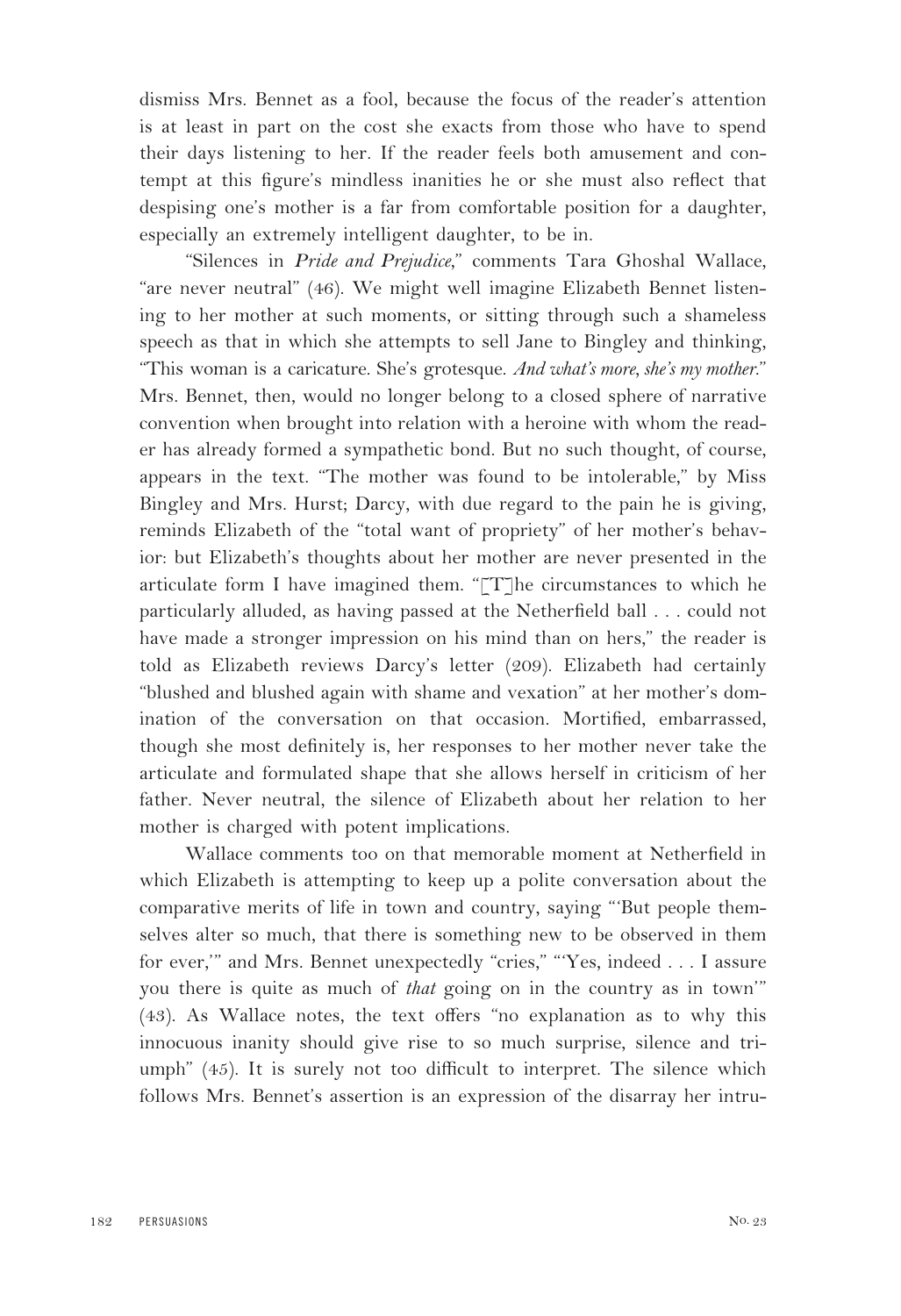dismiss Mrs. Bennet as a fool, because the focus of the reader's attention is at least in part on the cost she exacts from those who have to spend their days listening to her. If the reader feels both amusement and contempt at this figure's mindless inanities he or she must also reflect that despising one's mother is a far from comfortable position for a daughter, especially an extremely intelligent daughter, to be in.

"Silences in *Pride and Prejudice*," comments Tara Ghoshal Wallace, "are never neutral" (46). We might well imagine Elizabeth Bennet listening to her mother at such moments, or sitting through such a shameless speech as that in which she attempts to sell Jane to Bingley and thinking, "This woman is a caricature. She's grotesque. *And what's more, she's my mother*." Mrs. Bennet, then, would no longer belong to a closed sphere of narrative convention when brought into relation with a heroine with whom the reader has already formed a sympathetic bond. But no such thought, of course, appears in the text. "The mother was found to be intolerable," by Miss Bingley and Mrs. Hurst; Darcy, with due regard to the pain he is giving, reminds Elizabeth of the "total want of propriety" of her mother's behavior: but Elizabeth's thoughts about her mother are never presented in the articulate form I have imagined them. "[T]he circumstances to which he particularly alluded, as having passed at the Netherfield ball . . . could not have made a stronger impression on his mind than on hers," the reader is told as Elizabeth reviews Darcy's letter (209). Elizabeth had certainly "blushed and blushed again with shame and vexation" at her mother's domination of the conversation on that occasion. Mortified, embarrassed, though she most definitely is, her responses to her mother never take the articulate and formulated shape that she allows herself in criticism of her father. Never neutral, the silence of Elizabeth about her relation to her mother is charged with potent implications.

Wallace comments too on that memorable moment at Netherfield in which Elizabeth is attempting to keep up a polite conversation about the comparative merits of life in town and country, saying "'But people themselves alter so much, that there is something new to be observed in them for ever,'" and Mrs. Bennet unexpectedly "cries," "'Yes, indeed . . . I assure you there is quite as much of *that* going on in the country as in town'" (43). As Wallace notes, the text offers "no explanation as to why this innocuous inanity should give rise to so much surprise, silence and triumph" (45). It is surely not too difficult to interpret. The silence which follows Mrs. Bennet's assertion is an expression of the disarray her intru-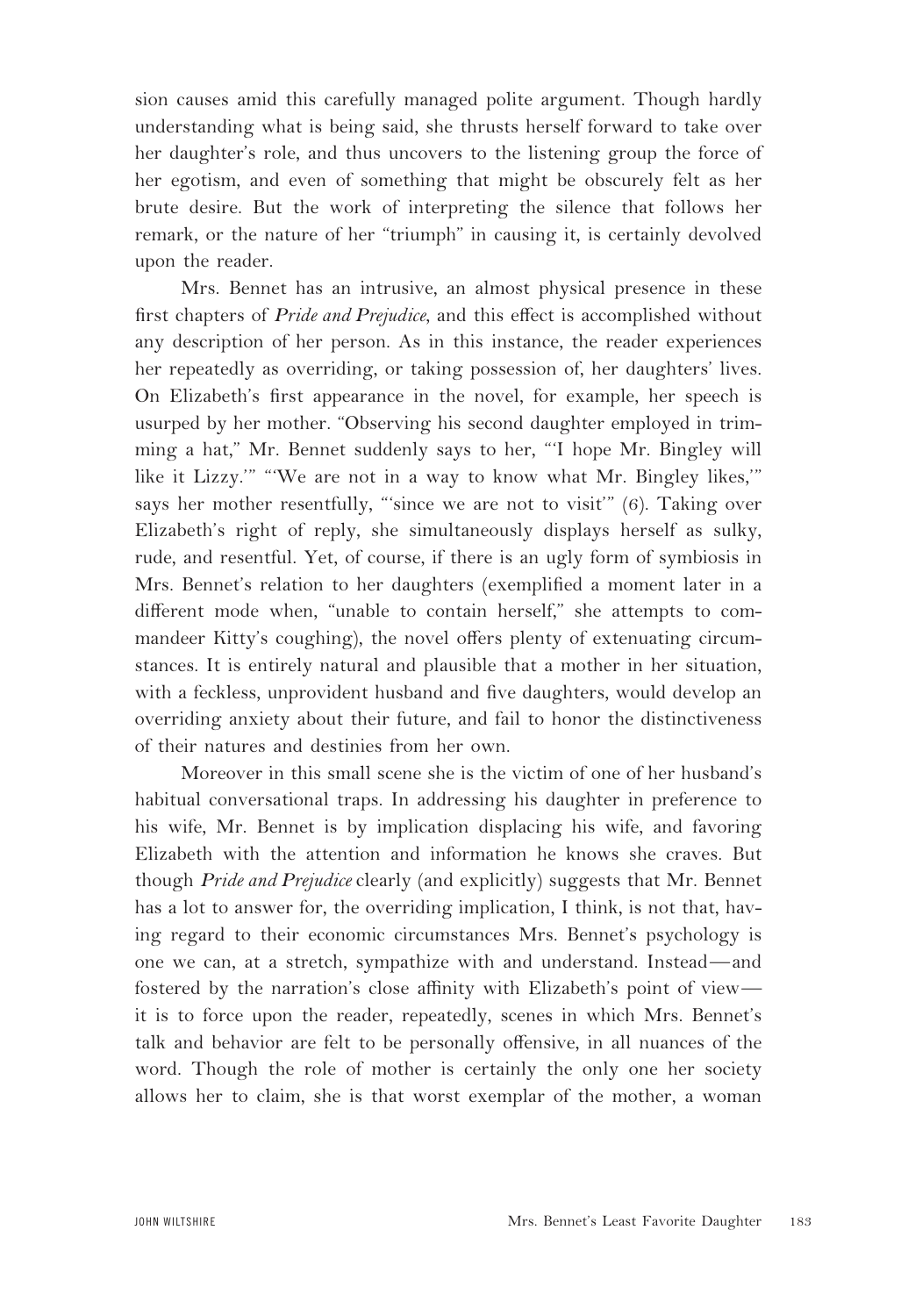sion causes amid this carefully managed polite argument. Though hardly understanding what is being said, she thrusts herself forward to take over her daughter's role, and thus uncovers to the listening group the force of her egotism, and even of something that might be obscurely felt as her brute desire. But the work of interpreting the silence that follows her remark, or the nature of her "triumph" in causing it, is certainly devolved upon the reader.

Mrs. Bennet has an intrusive, an almost physical presence in these first chapters of *Pride and Prejudice*, and this effect is accomplished without any description of her person. As in this instance, the reader experiences her repeatedly as overriding, or taking possession of, her daughters' lives. On Elizabeth's first appearance in the novel, for example, her speech is usurped by her mother. "Observing his second daughter employed in trimming a hat," Mr. Bennet suddenly says to her, "'I hope Mr. Bingley will like it Lizzy.'" "'We are not in a way to know what Mr. Bingley likes,'" says her mother resentfully, "'since we are not to visit'" (6). Taking over Elizabeth's right of reply, she simultaneously displays herself as sulky, rude, and resentful. Yet, of course, if there is an ugly form of symbiosis in Mrs. Bennet's relation to her daughters (exemplified a moment later in a different mode when, "unable to contain herself," she attempts to commandeer Kitty's coughing), the novel offers plenty of extenuating circumstances. It is entirely natural and plausible that a mother in her situation, with a feckless, unprovident husband and five daughters, would develop an overriding anxiety about their future, and fail to honor the distinctiveness of their natures and destinies from her own.

Moreover in this small scene she is the victim of one of her husband's habitual conversational traps. In addressing his daughter in preference to his wife, Mr. Bennet is by implication displacing his wife, and favoring Elizabeth with the attention and information he knows she craves. But though *Pride and Prejudice* clearly (and explicitly) suggests that Mr. Bennet has a lot to answer for, the overriding implication, I think, is not that, having regard to their economic circumstances Mrs. Bennet's psychology is one we can, at a stretch, sympathize with and understand. Instead—and fostered by the narration's close affinity with Elizabeth's point of view—it is to force upon the reader, repeatedly, scenes in which Mrs. Bennet's talk and behavior are felt to be personally offensive, in all nuances of the word. Though the role of mother is certainly the only one her society allows her to claim, she is that worst exemplar of the mother, a woman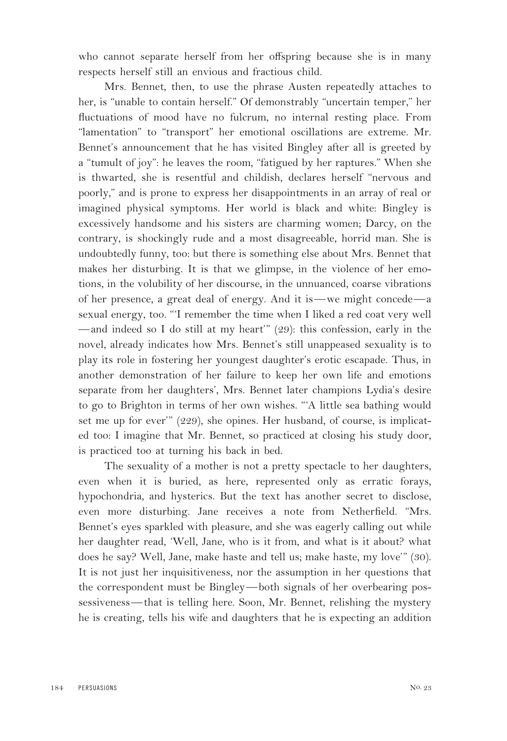who cannot separate herself from her offspring because she is in many respects herself still an envious and fractious child.

Mrs. Bennet, then, to use the phrase Austen repeatedly attaches to her, is "unable to contain herself." Of demonstrably "uncertain temper," her fluctuations of mood have no fulcrum, no internal resting place. From "lamentation" to "transport" her emotional oscillations are extreme. Mr. Bennet's announcement that he has visited Bingley after all is greeted by a "tumult of joy": he leaves the room, "fatigued by her raptures." When she is thwarted, she is resentful and childish, declares herself "nervous and poorly," and is prone to express her disappointments in an array of real or imagined physical symptoms. Her world is black and white: Bingley is excessively handsome and his sisters are charming women; Darcy, on the contrary, is shockingly rude and a most disagreeable, horrid man. She is undoubtedly funny, too: but there is something else about Mrs. Bennet that makes her disturbing. It is that we glimpse, in the violence of her emotions, in the volubility of her discourse, in the unnuanced, coarse vibrations of her presence, a great deal of energy. And it is—we might concede—a sexual energy, too. "'I remember the time when I liked a red coat very well—and indeed so I do still at my heart'" (29): this confession, early in the novel, already indicates how Mrs. Bennet's still unappeased sexuality is to play its role in fostering her youngest daughter's erotic escapade. Thus, in another demonstration of her failure to keep her own life and emotions separate from her daughters', Mrs. Bennet later champions Lydia's desire to go to Brighton in terms of her own wishes. "'A little sea bathing would set me up for ever'" (229), she opines. Her husband, of course, is implicated too: I imagine that Mr. Bennet, so practiced at closing his study door, is practiced too at turning his back in bed.

The sexuality of a mother is not a pretty spectacle to her daughters, even when it is buried, as here, represented only as erratic forays, hypochondria, and hysterics. But the text has another secret to disclose, even more disturbing. Jane receives a note from Netherfield. "Mrs. Bennet's eyes sparkled with pleasure, and she was eagerly calling out while her daughter read, 'Well, Jane, who is it from, and what is it about? what does he say? Well, Jane, make haste and tell us; make haste, my love'" (30). It is not just her inquisitiveness, nor the assumption in her questions that the correspondent must be Bingley—both signals of her overbearing possessiveness—that is telling here. Soon, Mr. Bennet, relishing the mystery he is creating, tells his wife and daughters that he is expecting an addition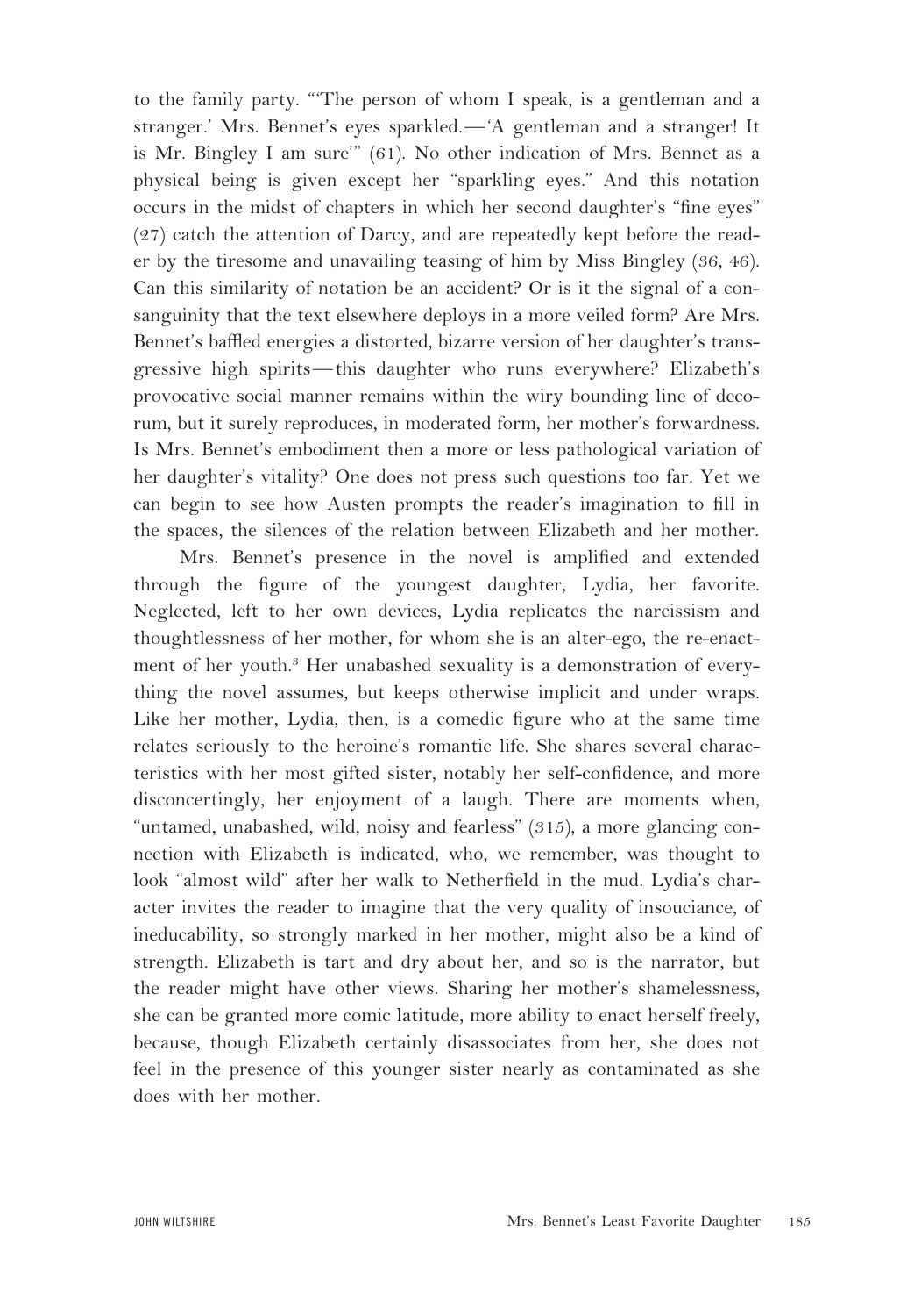to the family party. "'The person of whom I speak, is a gentleman and a stranger.' Mrs. Bennet's eyes sparkled.—'A gentleman and a stranger! It is Mr. Bingley I am sure'" (61). No other indication of Mrs. Bennet as a physical being is given except her "sparkling eyes." And this notation occurs in the midst of chapters in which her second daughter's "fine eyes" (27) catch the attention of Darcy, and are repeatedly kept before the reader by the tiresome and unavailing teasing of him by Miss Bingley (36, 46). Can this similarity of notation be an accident? Or is it the signal of a consanguinity that the text elsewhere deploys in a more veiled form? Are Mrs. Bennet's baffled energies a distorted, bizarre version of her daughter's transgressive high spirits—this daughter who runs everywhere? Elizabeth's provocative social manner remains within the wiry bounding line of decorum, but it surely reproduces, in moderated form, her mother's forwardness. Is Mrs. Bennet's embodiment then a more or less pathological variation of her daughter's vitality? One does not press such questions too far. Yet we can begin to see how Austen prompts the reader's imagination to fill in the spaces, the silences of the relation between Elizabeth and her mother.

Mrs. Bennet's presence in the novel is amplified and extended through the figure of the youngest daughter, Lydia, her favorite. Neglected, left to her own devices, Lydia replicates the narcissism and thoughtlessness of her mother, for whom she is an alter-ego, the re-enactment of her youth.[3] Her unabashed sexuality is a demonstration of everything the novel assumes, but keeps otherwise implicit and under wraps. Like her mother, Lydia, then, is a comedic figure who at the same time relates seriously to the heroine's romantic life. She shares several characteristics with her most gifted sister, notably her self-confidence, and more disconcertingly, her enjoyment of a laugh. There are moments when, "untamed, unabashed, wild, noisy and fearless" (315), a more glancing connection with Elizabeth is indicated, who, we remember, was thought to look "almost wild" after her walk to Netherfield in the mud. Lydia's character invites the reader to imagine that the very quality of insouciance, of ineducability, so strongly marked in her mother, might also be a kind of strength. Elizabeth is tart and dry about her, and so is the narrator, but the reader might have other views. Sharing her mother's shamelessness, she can be granted more comic latitude, more ability to enact herself freely, because, though Elizabeth certainly disassociates from her, she does not feel in the presence of this younger sister nearly as contaminated as she does with her mother.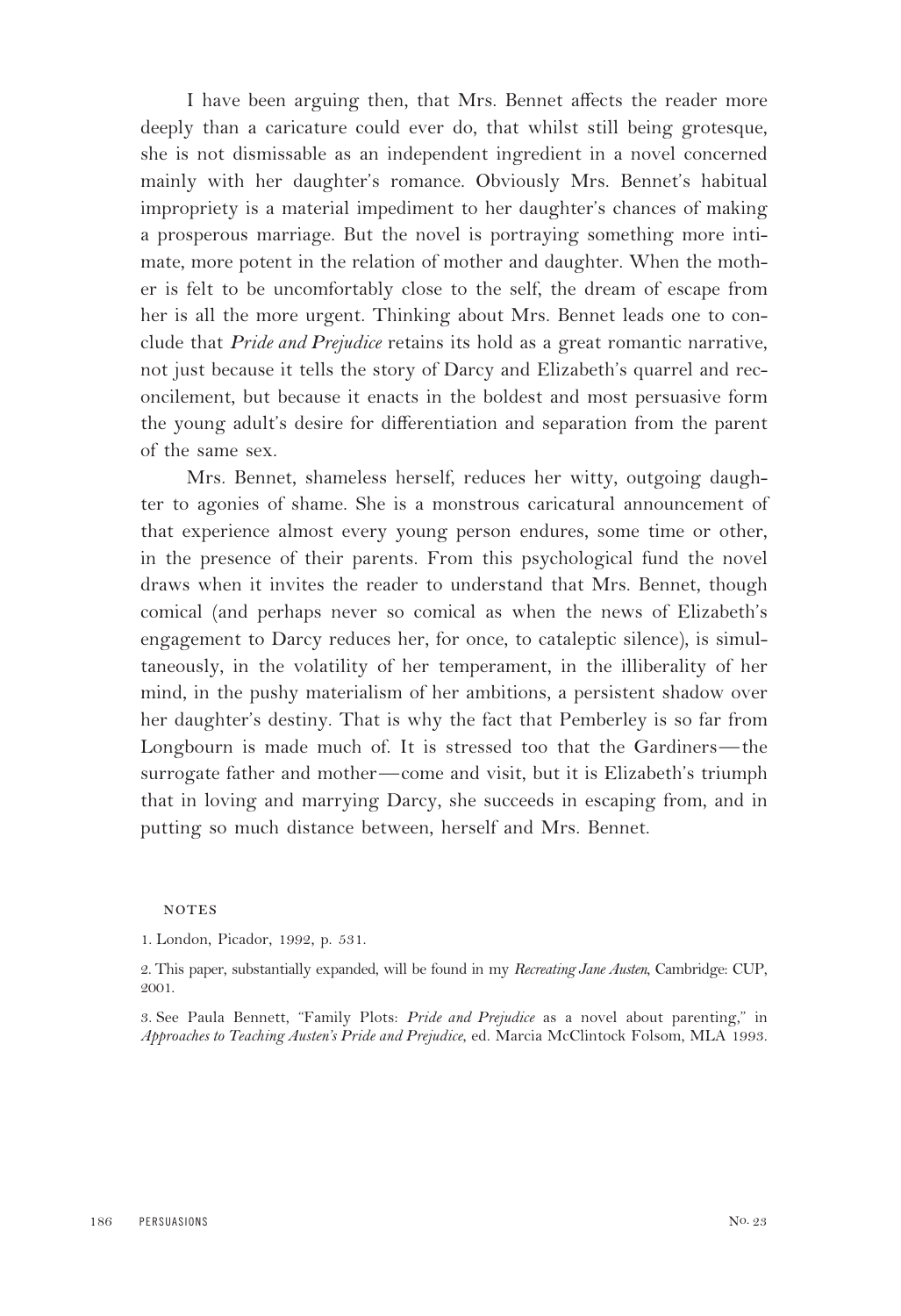I have been arguing then, that Mrs. Bennet affects the reader more deeply than a caricature could ever do, that whilst still being grotesque, she is not dismissable as an independent ingredient in a novel concerned mainly with her daughter's romance. Obviously Mrs. Bennet's habitual impropriety is a material impediment to her daughter's chances of making a prosperous marriage. But the novel is portraying something more intimate, more potent in the relation of mother and daughter. When the mother is felt to be uncomfortably close to the self, the dream of escape from her is all the more urgent. Thinking about Mrs. Bennet leads one to conclude that *Pride and Prejudice* retains its hold as a great romantic narrative, not just because it tells the story of Darcy and Elizabeth's quarrel and reconcilement, but because it enacts in the boldest and most persuasive form the young adult's desire for differentiation and separation from the parent of the same sex.

Mrs. Bennet, shameless herself, reduces her witty, outgoing daughter to agonies of shame. She is a monstrous caricatural announcement of that experience almost every young person endures, some time or other, in the presence of their parents. From this psychological fund the novel draws when it invites the reader to understand that Mrs. Bennet, though comical (and perhaps never so comical as when the news of Elizabeth's engagement to Darcy reduces her, for once, to cataleptic silence), is simultaneously, in the volatility of her temperament, in the illiberality of her mind, in the pushy materialism of her ambitions, a persistent shadow over her daughter's destiny. That is why the fact that Pemberley is so far from Longbourn is made much of. It is stressed too that the Gardiners—the surrogate father and mother—come and visit, but it is Elizabeth's triumph that in loving and marrying Darcy, she succeeds in escaping from, and in putting so much distance between, herself and Mrs. Bennet.

NOTES

1. London, Picador, 1992, p. 531.

2. This paper, substantially expanded, will be found in my *Recreating Jane Austen*, Cambridge: CUP, 2001.

3. See Paula Bennett, "Family Plots: *Pride and Prejudice* as a novel about parenting," in *Approaches to Teaching Austen's Pride and Prejudice*, ed. Marcia McClintock Folsom, MLA 1993.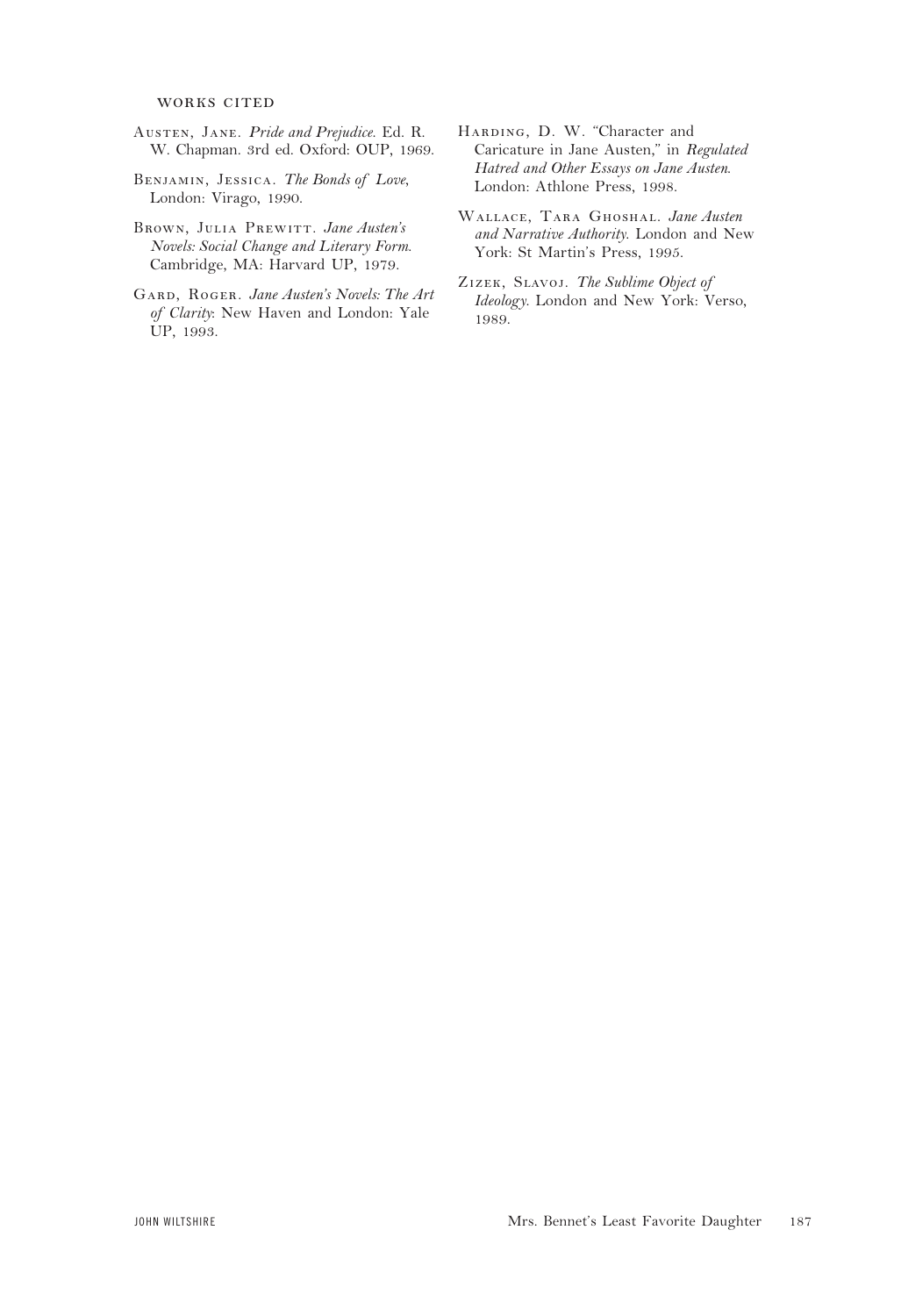## WORKS CITED

Austen, Jane. *Pride and Prejudice*. Ed. R. W. Chapman. 3rd ed. Oxford: OUP, 1969.

Benjamin, Jessica. *The Bonds of Love*, London: Virago, 1990.

Brown, Julia Prewitt. *Jane Austen's Novels: Social Change and Literary Form*. Cambridge, MA: Harvard UP, 1979.

Gard, Roger. *Jane Austen's Novels: The Art of Clarity*: New Haven and London: Yale UP, 1993.

Harding, D. W. "Character and Caricature in Jane Austen," in *Regulated Hatred and Other Essays on Jane Austen*. London: Athlone Press, 1998.

Wallace, Tara Ghoshal. *Jane Austen and Narrative Authority*. London and New York: St Martin's Press, 1995.

Zizek, Slavoj. *The Sublime Object of Ideology*. London and New York: Verso, 1989.